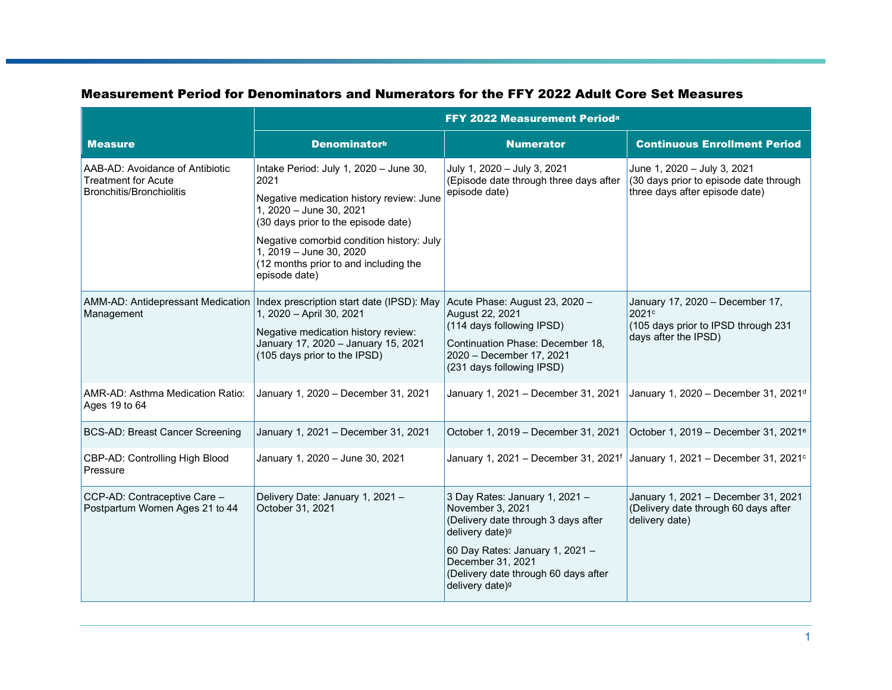## Measurement Period for Denominators and Numerators for the FFY 2022 Adult Core Set Measures

| Measure | FFY 2022 Measurement Period[a] | | |
|---|---|---|---|
| | Denominator[b] | Numerator | Continuous Enrollment Period |
| AAB-AD: Avoidance of Antibiotic Treatment for Acute Bronchitis/Bronchiolitis | Intake Period: July 1, 2020 – June 30, 2021<br>Negative medication history review: June 1, 2020 – June 30, 2021<br>(30 days prior to the episode date)<br>Negative comorbid condition history: July 1, 2019 – June 30, 2020<br>(12 months prior to and including the episode date) | July 1, 2020 – July 3, 2021<br>(Episode date through three days after episode date) | June 1, 2020 – July 3, 2021<br>(30 days prior to episode date through three days after episode date) |
| AMM-AD: Antidepressant Medication Management | Index prescription start date (IPSD): May 1, 2020 – April 30, 2021<br>Negative medication history review: January 17, 2020 – January 15, 2021<br>(105 days prior to the IPSD) | Acute Phase: August 23, 2020 – August 22, 2021<br>(114 days following IPSD)<br>Continuation Phase: December 18, 2020 – December 17, 2021<br>(231 days following IPSD) | January 17, 2020 – December 17, 2021[c]<br>(105 days prior to IPSD through 231 days after the IPSD) |
| AMR-AD: Asthma Medication Ratio: Ages 19 to 64 | January 1, 2020 – December 31, 2021 | January 1, 2021 – December 31, 2021 | January 1, 2020 – December 31, 2021[d] |
| BCS-AD: Breast Cancer Screening | January 1, 2021 – December 31, 2021 | October 1, 2019 – December 31, 2021 | October 1, 2019 – December 31, 2021[e] |
| CBP-AD: Controlling High Blood Pressure | January 1, 2020 – June 30, 2021 | January 1, 2021 – December 31, 2021[f] | January 1, 2021 – December 31, 2021[c] |
| CCP-AD: Contraceptive Care – Postpartum Women Ages 21 to 44 | Delivery Date: January 1, 2021 – October 31, 2021 | 3 Day Rates: January 1, 2021 – November 3, 2021<br>(Delivery date through 3 days after delivery date)[g]<br>60 Day Rates: January 1, 2021 – December 31, 2021<br>(Delivery date through 60 days after delivery date)[g] | January 1, 2021 – December 31, 2021<br>(Delivery date through 60 days after delivery date) |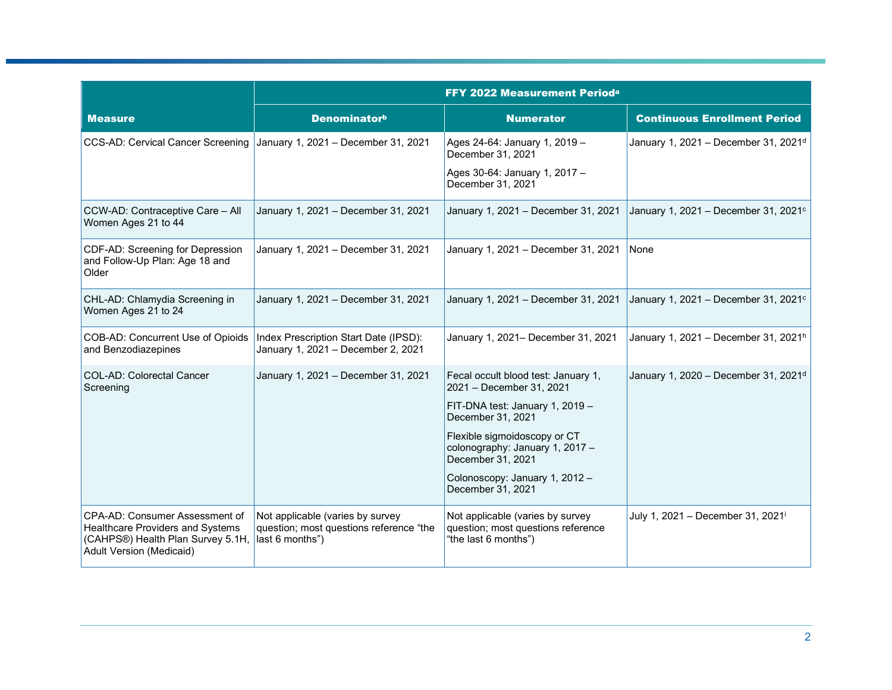| Measure | FFY 2022 Measurement Period[a] | | |
|---|---|---|---|
| | Denominator[b] | Numerator | Continuous Enrollment Period |
| CCS-AD: Cervical Cancer Screening | January 1, 2021 – December 31, 2021 | Ages 24-64: January 1, 2019 – December 31, 2021<br><br>Ages 30-64: January 1, 2017 – December 31, 2021 | January 1, 2021 – December 31, 2021[d] |
| CCW-AD: Contraceptive Care – All Women Ages 21 to 44 | January 1, 2021 – December 31, 2021 | January 1, 2021 – December 31, 2021 | January 1, 2021 – December 31, 2021[c] |
| CDF-AD: Screening for Depression and Follow-Up Plan: Age 18 and Older | January 1, 2021 – December 31, 2021 | January 1, 2021 – December 31, 2021 | None |
| CHL-AD: Chlamydia Screening in Women Ages 21 to 24 | January 1, 2021 – December 31, 2021 | January 1, 2021 – December 31, 2021 | January 1, 2021 – December 31, 2021[c] |
| COB-AD: Concurrent Use of Opioids and Benzodiazepines | Index Prescription Start Date (IPSD): January 1, 2021 – December 2, 2021 | January 1, 2021– December 31, 2021 | January 1, 2021 – December 31, 2021[h] |
| COL-AD: Colorectal Cancer Screening | January 1, 2021 – December 31, 2021 | Fecal occult blood test: January 1, 2021 – December 31, 2021<br><br>FIT-DNA test: January 1, 2019 – December 31, 2021<br><br>Flexible sigmoidoscopy or CT colonography: January 1, 2017 – December 31, 2021<br><br>Colonoscopy: January 1, 2012 – December 31, 2021 | January 1, 2020 – December 31, 2021[d] |
| CPA-AD: Consumer Assessment of Healthcare Providers and Systems (CAHPS®) Health Plan Survey 5.1H, Adult Version (Medicaid) | Not applicable (varies by survey question; most questions reference "the last 6 months") | Not applicable (varies by survey question; most questions reference "the last 6 months") | July 1, 2021 – December 31, 2021[i] |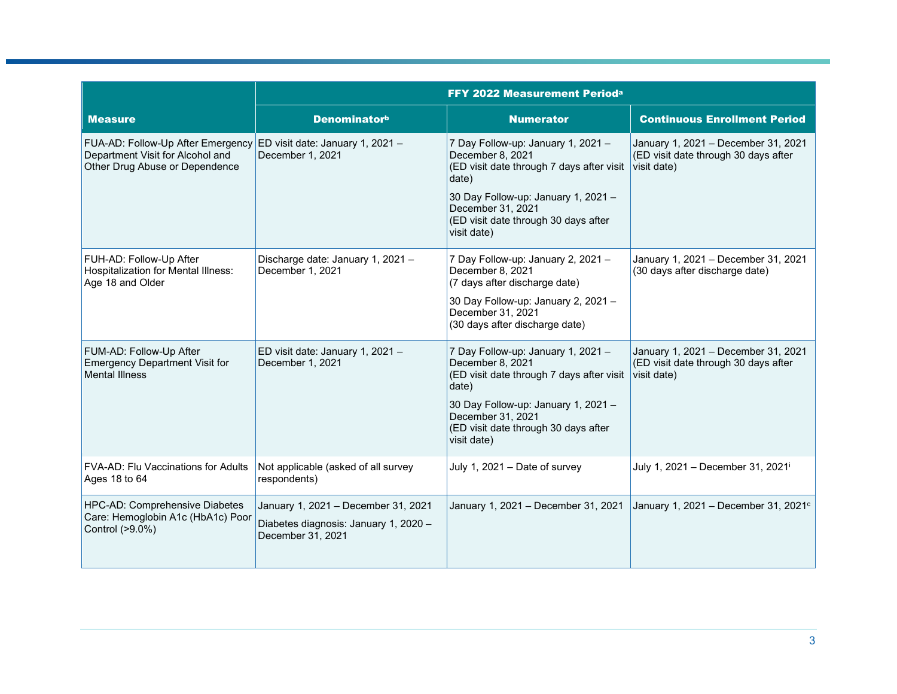| Measure | FFY 2022 Measurement Period[a] | | |
|---|---|---|---|
| | Denominator[b] | Numerator | Continuous Enrollment Period |
| FUA-AD: Follow-Up After Emergency Department Visit for Alcohol and Other Drug Abuse or Dependence | ED visit date: January 1, 2021 – December 1, 2021 | 7 Day Follow-up: January 1, 2021 – December 8, 2021 (ED visit date through 7 days after visit date)<br><br>30 Day Follow-up: January 1, 2021 – December 31, 2021 (ED visit date through 30 days after visit date) | January 1, 2021 – December 31, 2021 (ED visit date through 30 days after visit date) |
| FUH-AD: Follow-Up After Hospitalization for Mental Illness: Age 18 and Older | Discharge date: January 1, 2021 – December 1, 2021 | 7 Day Follow-up: January 2, 2021 – December 8, 2021 (7 days after discharge date)<br><br>30 Day Follow-up: January 2, 2021 – December 31, 2021 (30 days after discharge date) | January 1, 2021 – December 31, 2021 (30 days after discharge date) |
| FUM-AD: Follow-Up After Emergency Department Visit for Mental Illness | ED visit date: January 1, 2021 – December 1, 2021 | 7 Day Follow-up: January 1, 2021 – December 8, 2021 (ED visit date through 7 days after visit date)<br><br>30 Day Follow-up: January 1, 2021 – December 31, 2021 (ED visit date through 30 days after visit date) | January 1, 2021 – December 31, 2021 (ED visit date through 30 days after visit date) |
| FVA-AD: Flu Vaccinations for Adults Ages 18 to 64 | Not applicable (asked of all survey respondents) | July 1, 2021 – Date of survey | July 1, 2021 – December 31, 2021[i] |
| HPC-AD: Comprehensive Diabetes Care: Hemoglobin A1c (HbA1c) Poor Control (>9.0%) | January 1, 2021 – December 31, 2021<br><br>Diabetes diagnosis: January 1, 2020 – December 31, 2021 | January 1, 2021 – December 31, 2021 | January 1, 2021 – December 31, 2021[c] |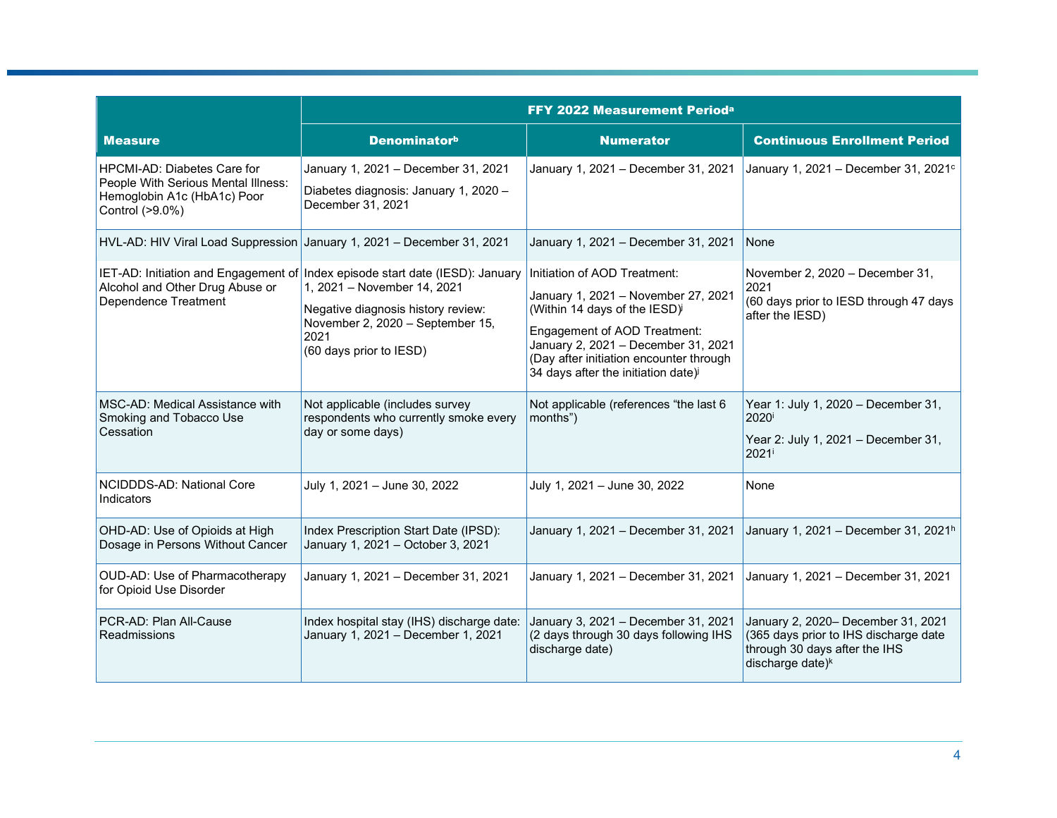| Measure | FFY 2022 Measurement Period[a] | | |
|---|---|---|---|
| | Denominator[b] | Numerator | Continuous Enrollment Period |
| HPCMI-AD: Diabetes Care for People With Serious Mental Illness: Hemoglobin A1c (HbA1c) Poor Control (>9.0%) | January 1, 2021 – December 31, 2021<br>Diabetes diagnosis: January 1, 2020 – December 31, 2021 | January 1, 2021 – December 31, 2021 | January 1, 2021 – December 31, 2021[c] |
| HVL-AD: HIV Viral Load Suppression | January 1, 2021 – December 31, 2021 | January 1, 2021 – December 31, 2021 | None |
| IET-AD: Initiation and Engagement of Alcohol and Other Drug Abuse or Dependence Treatment | Index episode start date (IESD): January 1, 2021 – November 14, 2021<br>Negative diagnosis history review: November 2, 2020 – September 15, 2021<br>(60 days prior to IESD) | Initiation of AOD Treatment:<br>January 1, 2021 – November 27, 2021 (Within 14 days of the IESD)[j]<br>Engagement of AOD Treatment: January 2, 2021 – December 31, 2021 (Day after initiation encounter through 34 days after the initiation date)[j] | November 2, 2020 – December 31, 2021<br>(60 days prior to IESD through 47 days after the IESD) |
| MSC-AD: Medical Assistance with Smoking and Tobacco Use Cessation | Not applicable (includes survey respondents who currently smoke every day or some days) | Not applicable (references "the last 6 months") | Year 1: July 1, 2020 – December 31, 2020[i]<br>Year 2: July 1, 2021 – December 31, 2021[i] |
| NCIDDDS-AD: National Core Indicators | July 1, 2021 – June 30, 2022 | July 1, 2021 – June 30, 2022 | None |
| OHD-AD: Use of Opioids at High Dosage in Persons Without Cancer | Index Prescription Start Date (IPSD): January 1, 2021 – October 3, 2021 | January 1, 2021 – December 31, 2021 | January 1, 2021 – December 31, 2021[h] |
| OUD-AD: Use of Pharmacotherapy for Opioid Use Disorder | January 1, 2021 – December 31, 2021 | January 1, 2021 – December 31, 2021 | January 1, 2021 – December 31, 2021 |
| PCR-AD: Plan All-Cause Readmissions | Index hospital stay (IHS) discharge date: January 1, 2021 – December 1, 2021 | January 3, 2021 – December 31, 2021 (2 days through 30 days following IHS discharge date) | January 2, 2020– December 31, 2021 (365 days prior to IHS discharge date through 30 days after the IHS discharge date)[k] |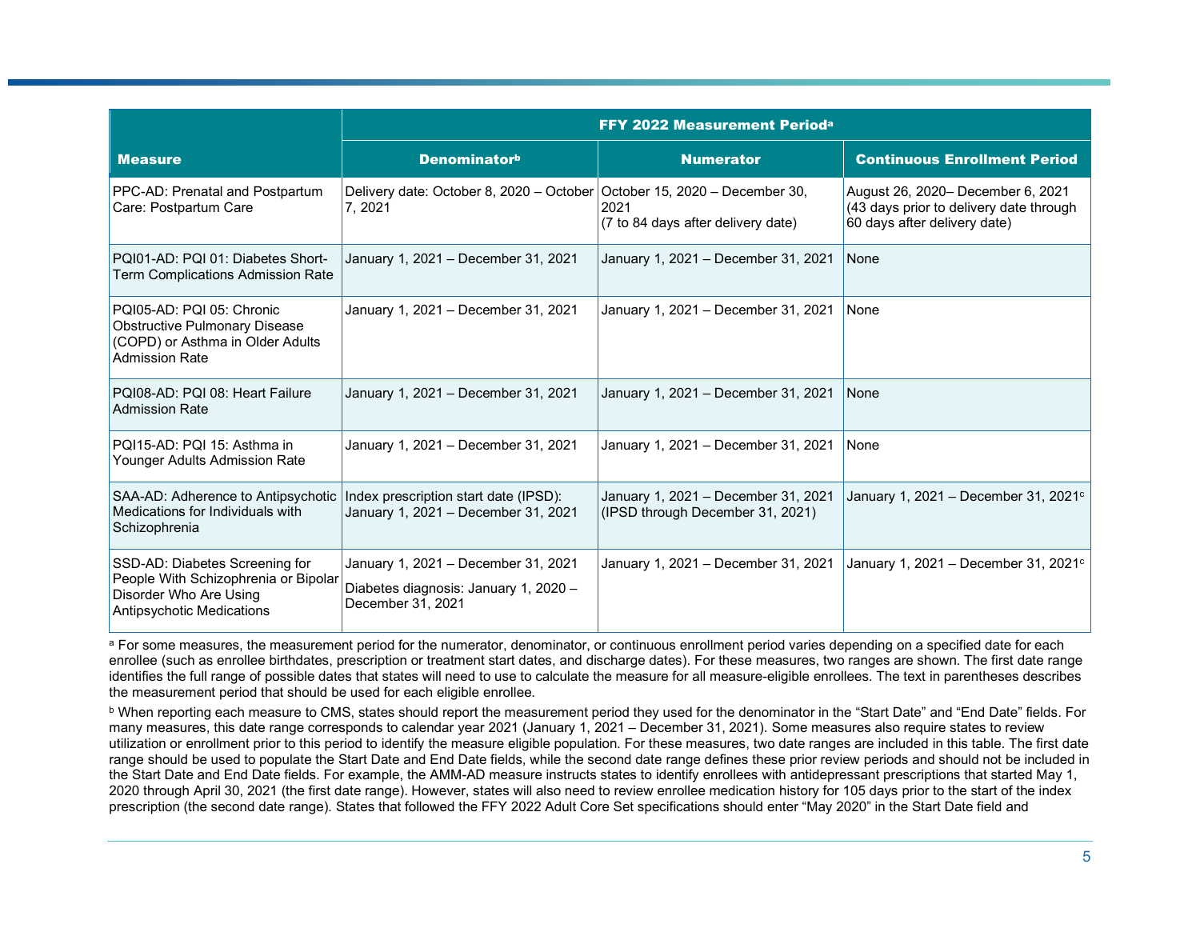| Measure | FFY 2022 Measurement Period[a] | | |
|---|---|---|---|
| | Denominator[b] | Numerator | Continuous Enrollment Period |
| PPC-AD: Prenatal and Postpartum Care: Postpartum Care | Delivery date: October 8, 2020 – October 7, 2021 | October 15, 2020 – December 30, 2021 (7 to 84 days after delivery date) | August 26, 2020– December 6, 2021 (43 days prior to delivery date through 60 days after delivery date) |
| PQI01-AD: PQI 01: Diabetes Short-Term Complications Admission Rate | January 1, 2021 – December 31, 2021 | January 1, 2021 – December 31, 2021 | None |
| PQI05-AD: PQI 05: Chronic Obstructive Pulmonary Disease (COPD) or Asthma in Older Adults Admission Rate | January 1, 2021 – December 31, 2021 | January 1, 2021 – December 31, 2021 | None |
| PQI08-AD: PQI 08: Heart Failure Admission Rate | January 1, 2021 – December 31, 2021 | January 1, 2021 – December 31, 2021 | None |
| PQI15-AD: PQI 15: Asthma in Younger Adults Admission Rate | January 1, 2021 – December 31, 2021 | January 1, 2021 – December 31, 2021 | None |
| SAA-AD: Adherence to Antipsychotic Medications for Individuals with Schizophrenia | Index prescription start date (IPSD): January 1, 2021 – December 31, 2021 | January 1, 2021 – December 31, 2021 (IPSD through December 31, 2021) | January 1, 2021 – December 31, 2021[c] |
| SSD-AD: Diabetes Screening for People With Schizophrenia or Bipolar Disorder Who Are Using Antipsychotic Medications | January 1, 2021 – December 31, 2021<br><br>Diabetes diagnosis: January 1, 2020 – December 31, 2021 | January 1, 2021 – December 31, 2021 | January 1, 2021 – December 31, 2021[c] |

[a] For some measures, the measurement period for the numerator, denominator, or continuous enrollment period varies depending on a specified date for each enrollee (such as enrollee birthdates, prescription or treatment start dates, and discharge dates). For these measures, two ranges are shown. The first date range identifies the full range of possible dates that states will need to use to calculate the measure for all measure-eligible enrollees. The text in parentheses describes the measurement period that should be used for each eligible enrollee.

[b] When reporting each measure to CMS, states should report the measurement period they used for the denominator in the "Start Date" and "End Date" fields. For many measures, this date range corresponds to calendar year 2021 (January 1, 2021 – December 31, 2021). Some measures also require states to review utilization or enrollment prior to this period to identify the measure eligible population. For these measures, two date ranges are included in this table. The first date range should be used to populate the Start Date and End Date fields, while the second date range defines these prior review periods and should not be included in the Start Date and End Date fields. For example, the AMM-AD measure instructs states to identify enrollees with antidepressant prescriptions that started May 1, 2020 through April 30, 2021 (the first date range). However, states will also need to review enrollee medication history for 105 days prior to the start of the index prescription (the second date range). States that followed the FFY 2022 Adult Core Set specifications should enter "May 2020" in the Start Date field and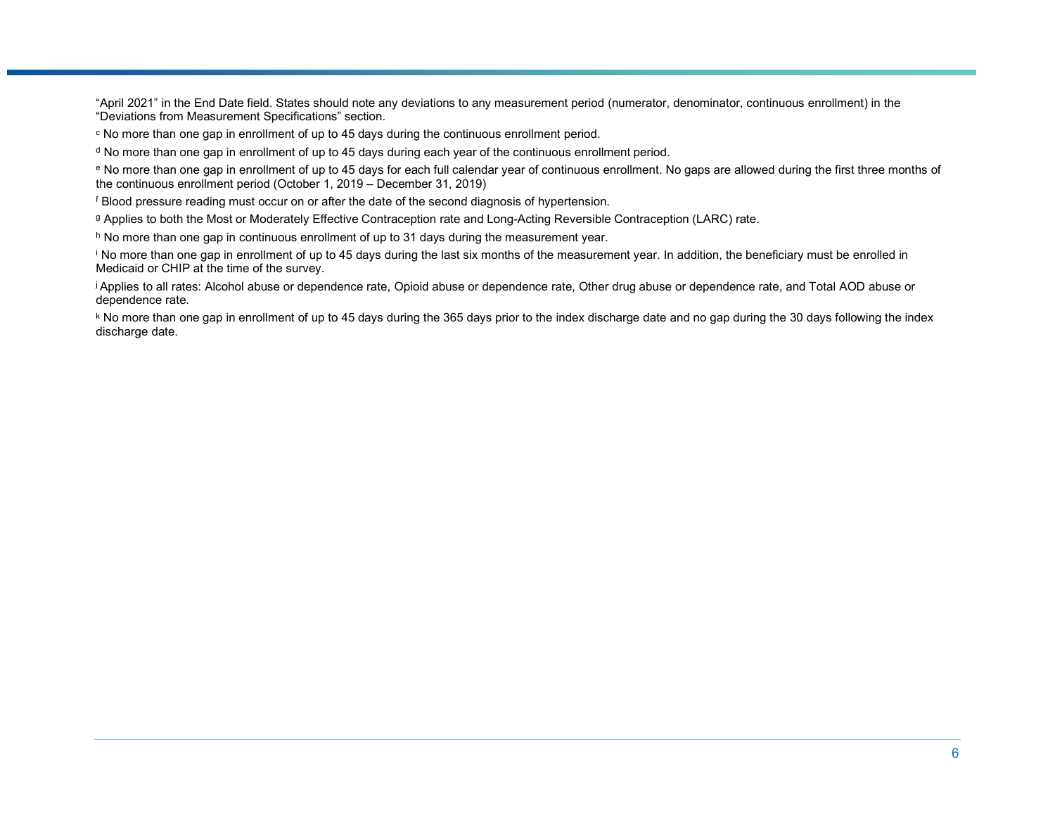"April 2021" in the End Date field. States should note any deviations to any measurement period (numerator, denominator, continuous enrollment) in the "Deviations from Measurement Specifications" section.

[c] No more than one gap in enrollment of up to 45 days during the continuous enrollment period.

[d] No more than one gap in enrollment of up to 45 days during each year of the continuous enrollment period.

[e] No more than one gap in enrollment of up to 45 days for each full calendar year of continuous enrollment. No gaps are allowed during the first three months of the continuous enrollment period (October 1, 2019 – December 31, 2019)

[f] Blood pressure reading must occur on or after the date of the second diagnosis of hypertension.

[g] Applies to both the Most or Moderately Effective Contraception rate and Long-Acting Reversible Contraception (LARC) rate.

[h] No more than one gap in continuous enrollment of up to 31 days during the measurement year.

[i] No more than one gap in enrollment of up to 45 days during the last six months of the measurement year. In addition, the beneficiary must be enrolled in Medicaid or CHIP at the time of the survey.

[j] Applies to all rates: Alcohol abuse or dependence rate, Opioid abuse or dependence rate, Other drug abuse or dependence rate, and Total AOD abuse or dependence rate.

[k] No more than one gap in enrollment of up to 45 days during the 365 days prior to the index discharge date and no gap during the 30 days following the index discharge date.